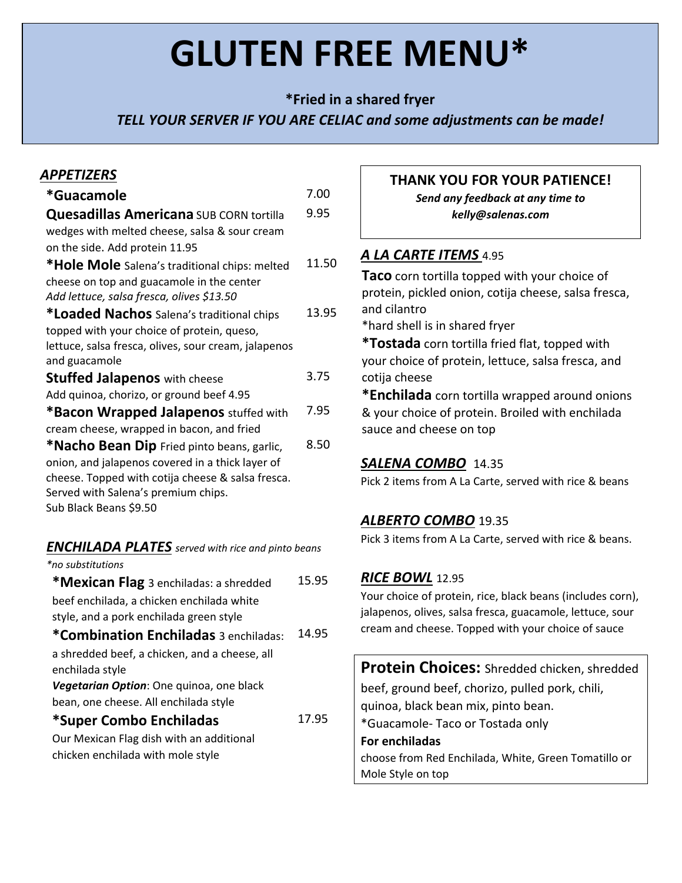# GLUTEN FREE MENU*

**\*Fried in a shared fryer**

***TELL YOUR SERVER IF YOU ARE CELIAC and some adjustments can be made!***

## ***APPETIZERS***

**\*Guacamole** 7.00

**Quesadillas Americana** SUB CORN tortilla wedges with melted cheese, salsa & sour cream on the side. Add protein 11.95 — 9.95

**\*Hole Mole** Salena's traditional chips: melted cheese on top and guacamole in the center — 11.50
*Add lettuce, salsa fresca, olives $13.50*

**\*Loaded Nachos** Salena's traditional chips topped with your choice of protein, queso, lettuce, salsa fresca, olives, sour cream, jalapenos and guacamole — 13.95

**Stuffed Jalapenos** with cheese — 3.75
Add quinoa, chorizo, or ground beef 4.95

**\*Bacon Wrapped Jalapenos** stuffed with cream cheese, wrapped in bacon, and fried — 7.95

**\*Nacho Bean Dip** Fried pinto beans, garlic, onion, and jalapenos covered in a thick layer of cheese. Topped with cotija cheese & salsa fresca. Served with Salena's premium chips. — 8.50
Sub Black Beans $9.50

## ***ENCHILADA PLATES*** *served with rice and pinto beans*

*\*no substitutions*

**\*Mexican Flag** 3 enchiladas: a shredded beef enchilada, a chicken enchilada white style, and a pork enchilada green style — 15.95

**\*Combination Enchiladas** 3 enchiladas: a shredded beef, a chicken, and a cheese, all enchilada style — 14.95
***Vegetarian Option***: One quinoa, one black bean, one cheese. All enchilada style

**\*Super Combo Enchiladas** — 17.95
Our Mexican Flag dish with an additional chicken enchilada with mole style

**THANK YOU FOR YOUR PATIENCE!**
***Send any feedback at any time to kelly@salenas.com***

## ***A LA CARTE ITEMS*** 4.95

**Taco** corn tortilla topped with your choice of protein, pickled onion, cotija cheese, salsa fresca, and cilantro
\*hard shell is in shared fryer

**\*Tostada** corn tortilla fried flat, topped with your choice of protein, lettuce, salsa fresca, and cotija cheese

**\*Enchilada** corn tortilla wrapped around onions & your choice of protein. Broiled with enchilada sauce and cheese on top

## ***SALENA COMBO*** 14.35

Pick 2 items from A La Carte, served with rice & beans

## ***ALBERTO COMBO*** 19.35

Pick 3 items from A La Carte, served with rice & beans.

## ***RICE BOWL*** 12.95

Your choice of protein, rice, black beans (includes corn), jalapenos, olives, salsa fresca, guacamole, lettuce, sour cream and cheese. Topped with your choice of sauce

**Protein Choices:** Shredded chicken, shredded beef, ground beef, chorizo, pulled pork, chili, quinoa, black bean mix, pinto bean.
\*Guacamole- Taco or Tostada only

**For enchiladas**
choose from Red Enchilada, White, Green Tomatillo or Mole Style on top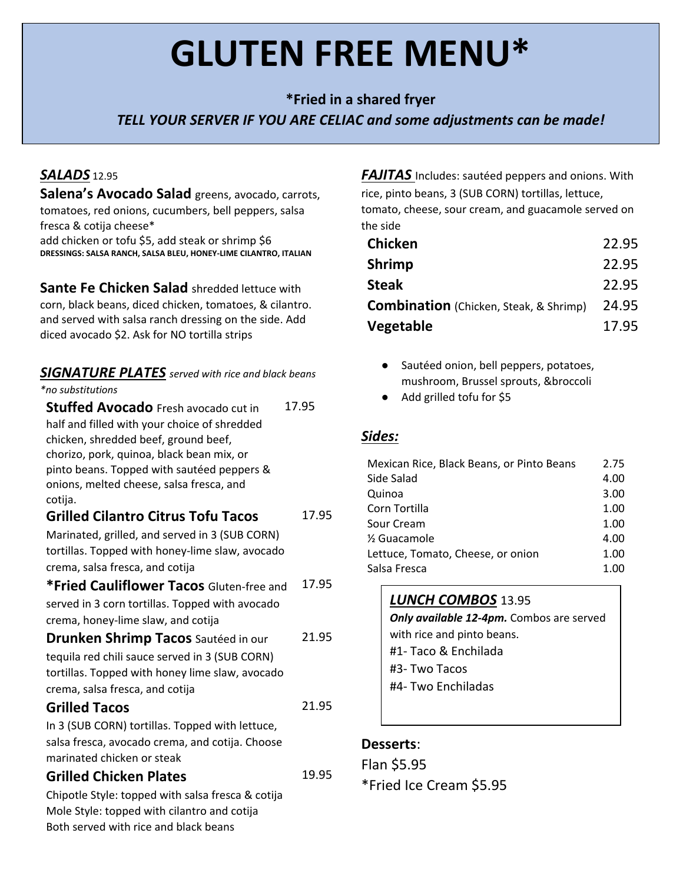# GLUTEN FREE MENU*

**\*Fried in a shared fryer**

***TELL YOUR SERVER IF YOU ARE CELIAC and some adjustments can be made!***

## ***SALADS*** 12.95

**Salena's Avocado Salad** greens, avocado, carrots, tomatoes, red onions, cucumbers, bell peppers, salsa fresca & cotija cheese*
add chicken or tofu $5, add steak or shrimp $6
**DRESSINGS: SALSA RANCH, SALSA BLEU, HONEY-LIME CILANTRO, ITALIAN**

**Sante Fe Chicken Salad** shredded lettuce with corn, black beans, diced chicken, tomatoes, & cilantro. and served with salsa ranch dressing on the side. Add diced avocado $2. Ask for NO tortilla strips

## ***SIGNATURE PLATES*** *served with rice and black beans*

*\*no substitutions*

**Stuffed Avocado** Fresh avocado cut in half and filled with your choice of shredded chicken, shredded beef, ground beef, chorizo, pork, quinoa, black bean mix, or pinto beans. Topped with sautéed peppers & onions, melted cheese, salsa fresca, and cotija. 17.95

**Grilled Cilantro Citrus Tofu Tacos** 17.95
Marinated, grilled, and served in 3 (SUB CORN) tortillas. Topped with honey-lime slaw, avocado crema, salsa fresca, and cotija

**\*Fried Cauliflower Tacos** Gluten-free and served in 3 corn tortillas. Topped with avocado crema, honey-lime slaw, and cotija 17.95

**Drunken Shrimp Tacos** Sautéed in our tequila red chili sauce served in 3 (SUB CORN) tortillas. Topped with honey lime slaw, avocado crema, salsa fresca, and cotija 21.95

**Grilled Tacos** 21.95
In 3 (SUB CORN) tortillas. Topped with lettuce, salsa fresca, avocado crema, and cotija. Choose marinated chicken or steak

**Grilled Chicken Plates** 19.95
Chipotle Style: topped with salsa fresca & cotija
Mole Style: topped with cilantro and cotija
Both served with rice and black beans

## ***FAJITAS***

Includes: sautéed peppers and onions. With rice, pinto beans, 3 (SUB CORN) tortillas, lettuce, tomato, cheese, sour cream, and guacamole served on the side

| | |
|---|---|
| **Chicken** | 22.95 |
| **Shrimp** | 22.95 |
| **Steak** | 22.95 |
| **Combination** (Chicken, Steak, & Shrimp) | 24.95 |
| **Vegetable** | 17.95 |

- Sautéed onion, bell peppers, potatoes, mushroom, Brussel sprouts, &broccoli
- Add grilled tofu for $5

## ***Sides:***

| | |
|---|---|
| Mexican Rice, Black Beans, or Pinto Beans | 2.75 |
| Side Salad | 4.00 |
| Quinoa | 3.00 |
| Corn Tortilla | 1.00 |
| Sour Cream | 1.00 |
| ½ Guacamole | 4.00 |
| Lettuce, Tomato, Cheese, or onion | 1.00 |
| Salsa Fresca | 1.00 |

## ***LUNCH COMBOS*** 13.95

***Only available 12-4pm.*** Combos are served with rice and pinto beans.

#1- Taco & Enchilada
#3- Two Tacos
#4- Two Enchiladas

## **Desserts**:

Flan $5.95
*Fried Ice Cream $5.95